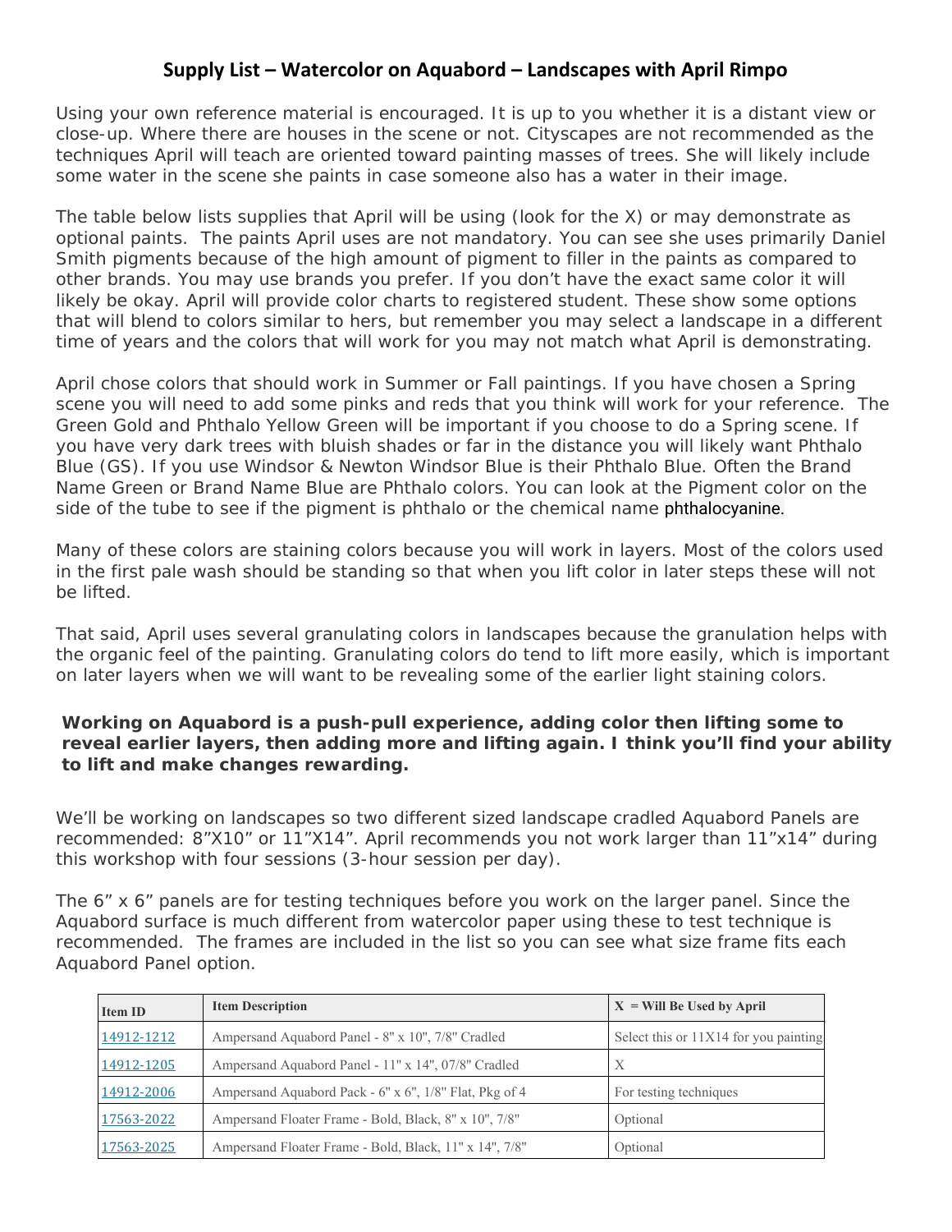# Supply List – Watercolor on Aquabord – Landscapes with April Rimpo

Using your own reference material is encouraged. It is up to you whether it is a distant view or close-up. Where there are houses in the scene or not. Cityscapes are not recommended as the techniques April will teach are oriented toward painting masses of trees. She will likely include some water in the scene she paints in case someone also has a water in their image.

The table below lists supplies that April will be using (look for the X) or may demonstrate as optional paints. The paints April uses are not mandatory. You can see she uses primarily Daniel Smith pigments because of the high amount of pigment to filler in the paints as compared to other brands. You may use brands you prefer. If you don't have the exact same color it will likely be okay. April will provide color charts to registered student. These show some options that will blend to colors similar to hers, but remember you may select a landscape in a different time of years and the colors that will work for you may not match what April is demonstrating.

April chose colors that should work in Summer or Fall paintings. If you have chosen a Spring scene you will need to add some pinks and reds that you think will work for your reference. The Green Gold and Phthalo Yellow Green will be important if you choose to do a Spring scene. If you have very dark trees with bluish shades or far in the distance you will likely want Phthalo Blue (GS). If you use Windsor & Newton Windsor Blue is their Phthalo Blue. Often the Brand Name Green or Brand Name Blue are Phthalo colors. You can look at the Pigment color on the side of the tube to see if the pigment is phthalo or the chemical name phthalocyanine.

Many of these colors are staining colors because you will work in layers. Most of the colors used in the first pale wash should be standing so that when you lift color in later steps these will not be lifted.

That said, April uses several granulating colors in landscapes because the granulation helps with the organic feel of the painting. Granulating colors do tend to lift more easily, which is important on later layers when we will want to be revealing some of the earlier light staining colors.

**Working on Aquabord is a push-pull experience, adding color then lifting some to reveal earlier layers, then adding more and lifting again. I think you'll find your ability to lift and make changes rewarding.**

We'll be working on landscapes so two different sized landscape cradled Aquabord Panels are recommended: 8"X10" or 11"X14". April recommends you not work larger than 11"x14" during this workshop with four sessions (3-hour session per day).

The 6" x 6" panels are for testing techniques before you work on the larger panel. Since the Aquabord surface is much different from watercolor paper using these to test technique is recommended. The frames are included in the list so you can see what size frame fits each Aquabord Panel option.

| Item ID | Item Description | X = Will Be Used by April |
|---|---|---|
| 14912-1212 | Ampersand Aquabord Panel - 8" x 10", 7/8" Cradled | Select this or 11X14 for you painting |
| 14912-1205 | Ampersand Aquabord Panel - 11" x 14", 07/8" Cradled | X |
| 14912-2006 | Ampersand Aquabord Pack - 6" x 6", 1/8" Flat, Pkg of 4 | For testing techniques |
| 17563-2022 | Ampersand Floater Frame - Bold, Black, 8" x 10", 7/8" | Optional |
| 17563-2025 | Ampersand Floater Frame - Bold, Black, 11" x 14", 7/8" | Optional |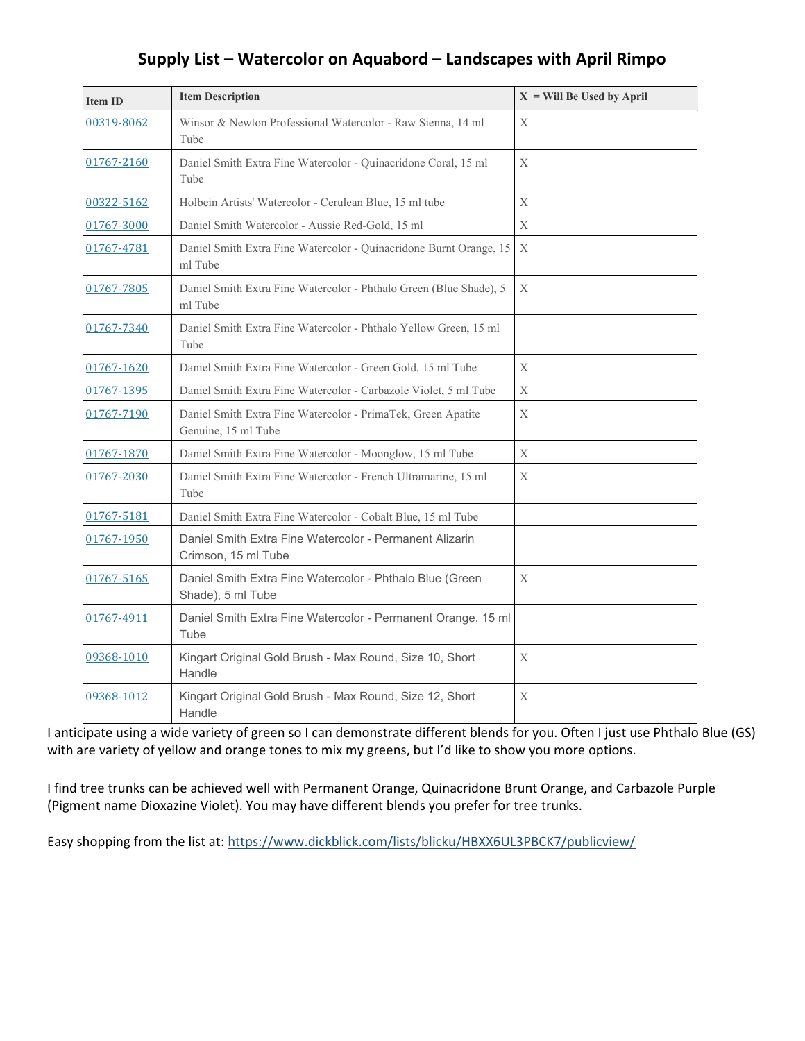# Supply List – Watercolor on Aquabord – Landscapes with April Rimpo

| Item ID | Item Description | X = Will Be Used by April |
|---|---|---|
| 00319-8062 | Winsor & Newton Professional Watercolor - Raw Sienna, 14 ml Tube | X |
| 01767-2160 | Daniel Smith Extra Fine Watercolor - Quinacridone Coral, 15 ml Tube | X |
| 00322-5162 | Holbein Artists' Watercolor - Cerulean Blue, 15 ml tube | X |
| 01767-3000 | Daniel Smith Watercolor - Aussie Red-Gold, 15 ml | X |
| 01767-4781 | Daniel Smith Extra Fine Watercolor - Quinacridone Burnt Orange, 15 ml Tube | X |
| 01767-7805 | Daniel Smith Extra Fine Watercolor - Phthalo Green (Blue Shade), 5 ml Tube | X |
| 01767-7340 | Daniel Smith Extra Fine Watercolor - Phthalo Yellow Green, 15 ml Tube | |
| 01767-1620 | Daniel Smith Extra Fine Watercolor - Green Gold, 15 ml Tube | X |
| 01767-1395 | Daniel Smith Extra Fine Watercolor - Carbazole Violet, 5 ml Tube | X |
| 01767-7190 | Daniel Smith Extra Fine Watercolor - PrimaTek, Green Apatite Genuine, 15 ml Tube | X |
| 01767-1870 | Daniel Smith Extra Fine Watercolor - Moonglow, 15 ml Tube | X |
| 01767-2030 | Daniel Smith Extra Fine Watercolor - French Ultramarine, 15 ml Tube | X |
| 01767-5181 | Daniel Smith Extra Fine Watercolor - Cobalt Blue, 15 ml Tube | |
| 01767-1950 | Daniel Smith Extra Fine Watercolor - Permanent Alizarin Crimson, 15 ml Tube | |
| 01767-5165 | Daniel Smith Extra Fine Watercolor - Phthalo Blue (Green Shade), 5 ml Tube | X |
| 01767-4911 | Daniel Smith Extra Fine Watercolor - Permanent Orange, 15 ml Tube | |
| 09368-1010 | Kingart Original Gold Brush - Max Round, Size 10, Short Handle | X |
| 09368-1012 | Kingart Original Gold Brush - Max Round, Size 12, Short Handle | X |

I anticipate using a wide variety of green so I can demonstrate different blends for you. Often I just use Phthalo Blue (GS) with are variety of yellow and orange tones to mix my greens, but I'd like to show you more options.

I find tree trunks can be achieved well with Permanent Orange, Quinacridone Brunt Orange, and Carbazole Purple (Pigment name Dioxazine Violet). You may have different blends you prefer for tree trunks.

Easy shopping from the list at: https://www.dickblick.com/lists/blicku/HBXX6UL3PBCK7/publicview/